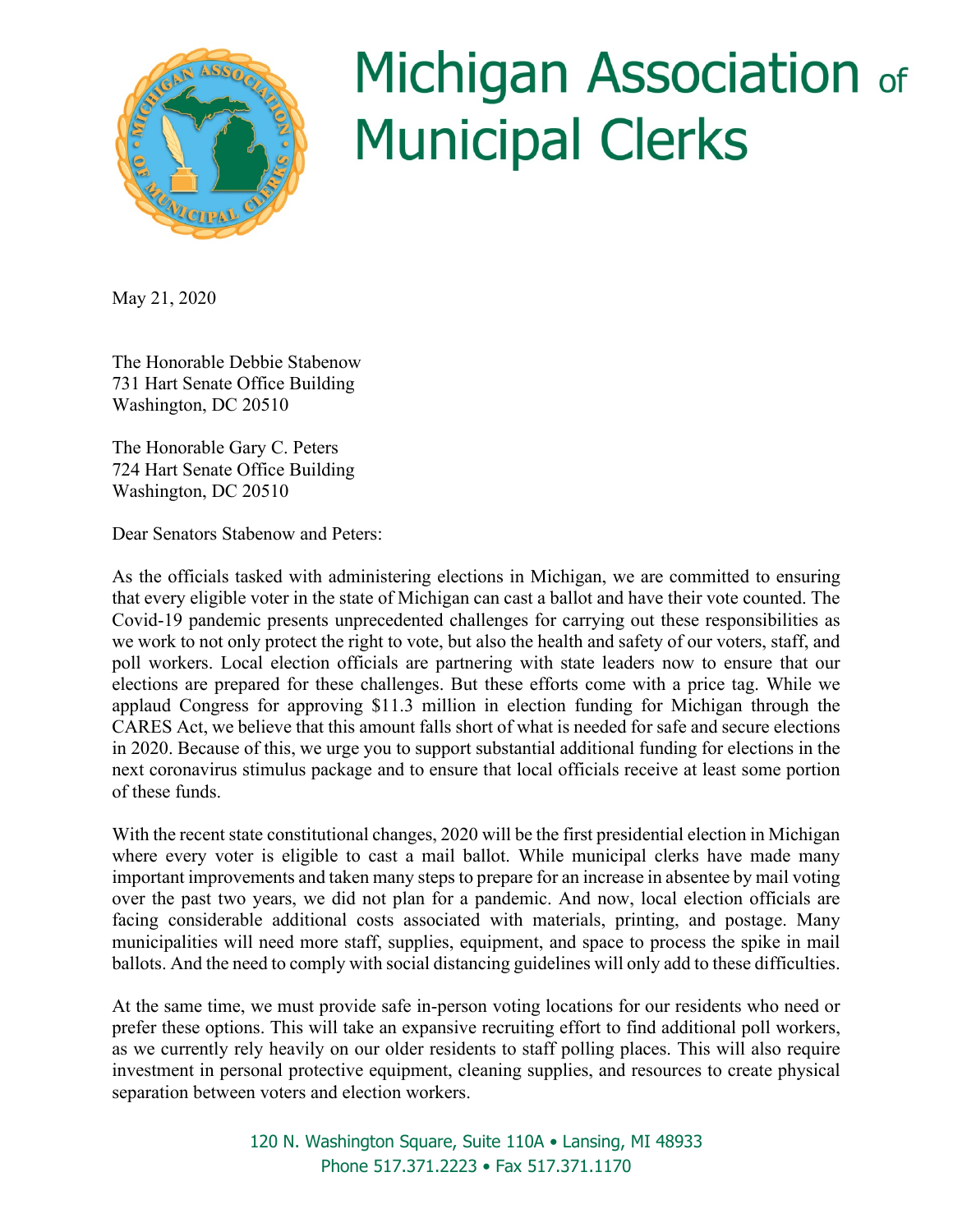# Michigan Association of Municipal Clerks

May 21, 2020

The Honorable Debbie Stabenow
731 Hart Senate Office Building
Washington, DC 20510

The Honorable Gary C. Peters
724 Hart Senate Office Building
Washington, DC 20510

Dear Senators Stabenow and Peters:

As the officials tasked with administering elections in Michigan, we are committed to ensuring that every eligible voter in the state of Michigan can cast a ballot and have their vote counted. The Covid-19 pandemic presents unprecedented challenges for carrying out these responsibilities as we work to not only protect the right to vote, but also the health and safety of our voters, staff, and poll workers. Local election officials are partnering with state leaders now to ensure that our elections are prepared for these challenges. But these efforts come with a price tag. While we applaud Congress for approving $11.3 million in election funding for Michigan through the CARES Act, we believe that this amount falls short of what is needed for safe and secure elections in 2020. Because of this, we urge you to support substantial additional funding for elections in the next coronavirus stimulus package and to ensure that local officials receive at least some portion of these funds.

With the recent state constitutional changes, 2020 will be the first presidential election in Michigan where every voter is eligible to cast a mail ballot. While municipal clerks have made many important improvements and taken many steps to prepare for an increase in absentee by mail voting over the past two years, we did not plan for a pandemic. And now, local election officials are facing considerable additional costs associated with materials, printing, and postage. Many municipalities will need more staff, supplies, equipment, and space to process the spike in mail ballots. And the need to comply with social distancing guidelines will only add to these difficulties.

At the same time, we must provide safe in-person voting locations for our residents who need or prefer these options. This will take an expansive recruiting effort to find additional poll workers, as we currently rely heavily on our older residents to staff polling places. This will also require investment in personal protective equipment, cleaning supplies, and resources to create physical separation between voters and election workers.

120 N. Washington Square, Suite 110A • Lansing, MI 48933
Phone 517.371.2223 • Fax 517.371.1170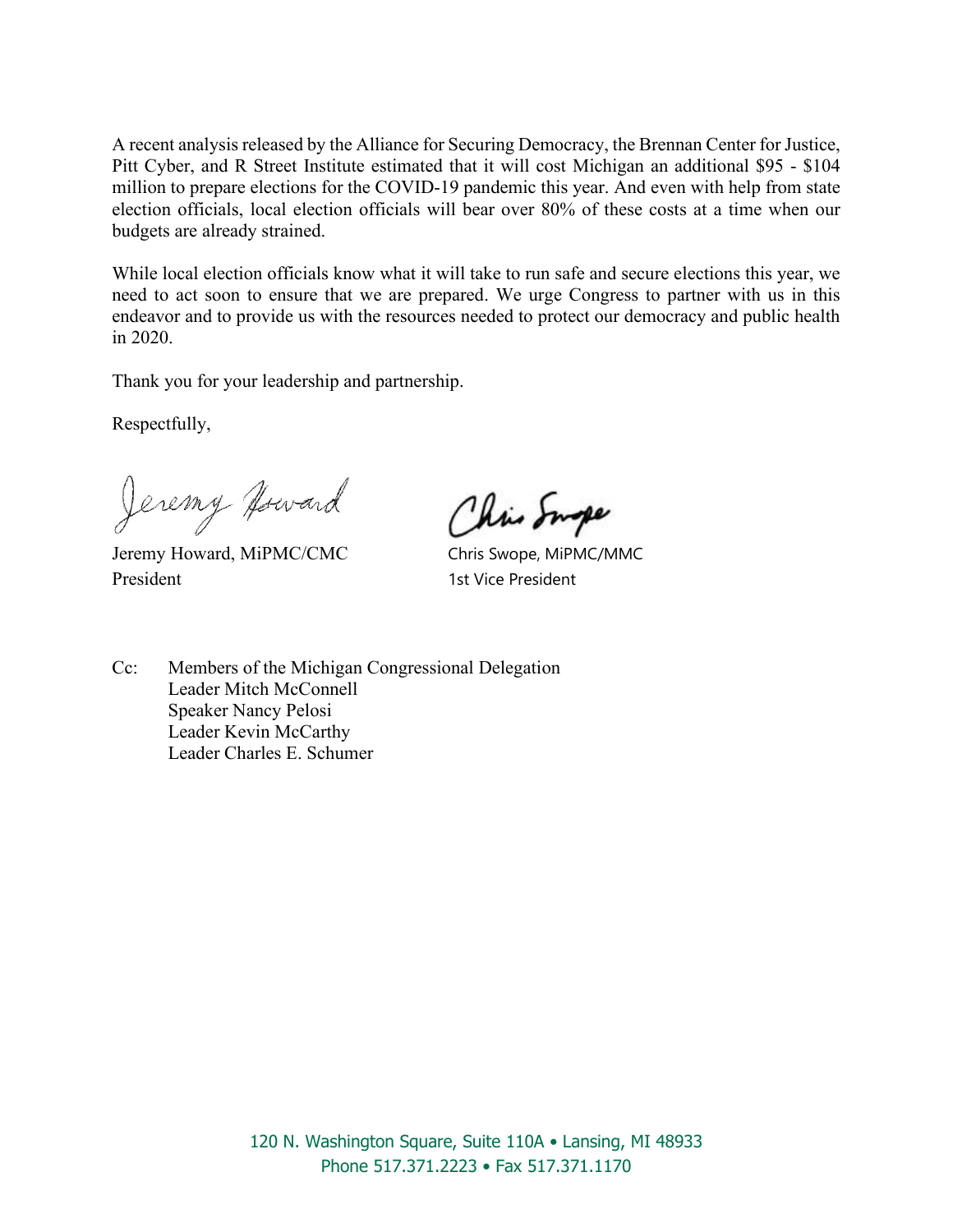A recent analysis released by the Alliance for Securing Democracy, the Brennan Center for Justice, Pitt Cyber, and R Street Institute estimated that it will cost Michigan an additional $95 - $104 million to prepare elections for the COVID-19 pandemic this year. And even with help from state election officials, local election officials will bear over 80% of these costs at a time when our budgets are already strained.

While local election officials know what it will take to run safe and secure elections this year, we need to act soon to ensure that we are prepared. We urge Congress to partner with us in this endeavor and to provide us with the resources needed to protect our democracy and public health in 2020.

Thank you for your leadership and partnership.

Respectfully,

Jeremy Howard, MiPMC/CMC
President

Chris Swope, MiPMC/MMC
1st Vice President

Cc: Members of the Michigan Congressional Delegation
Leader Mitch McConnell
Speaker Nancy Pelosi
Leader Kevin McCarthy
Leader Charles E. Schumer

120 N. Washington Square, Suite 110A • Lansing, MI 48933
Phone 517.371.2223 • Fax 517.371.1170